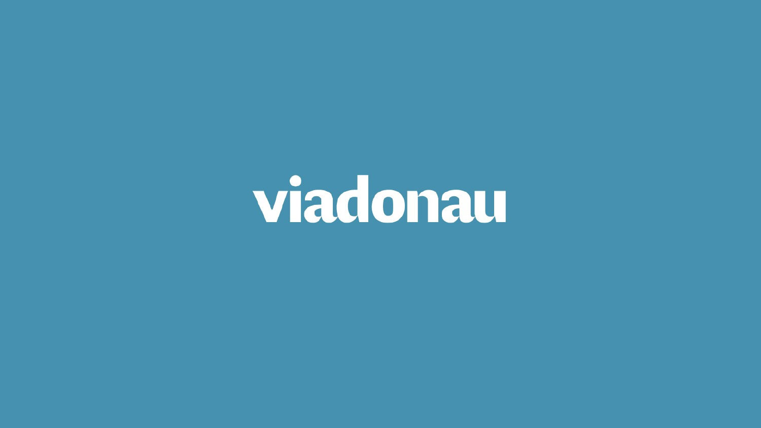viadonau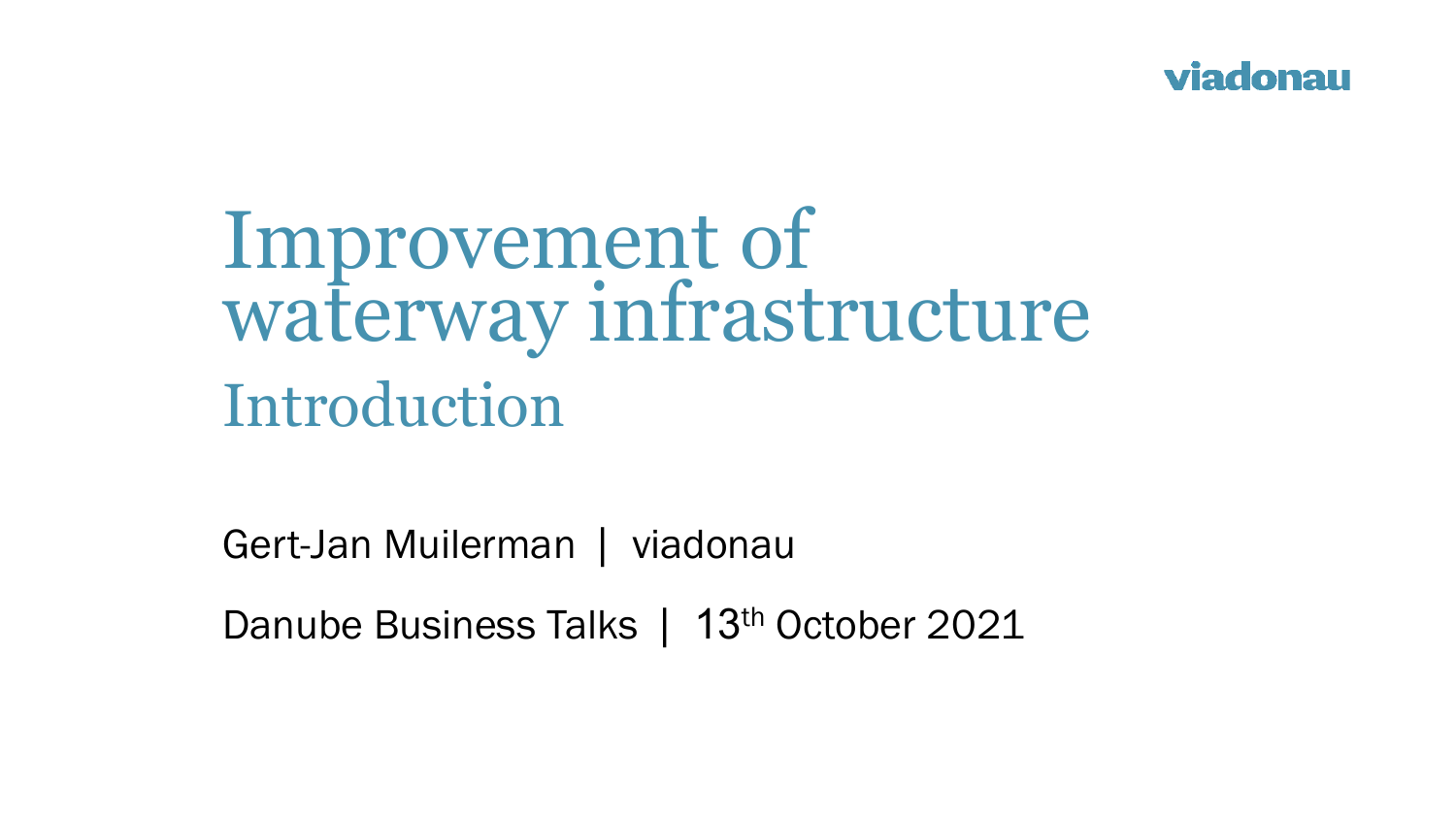viadonau

# Improvement of waterway infrastructure

## Introduction

Gert-Jan Muilerman | viadonau

Danube Business Talks | 13th October 2021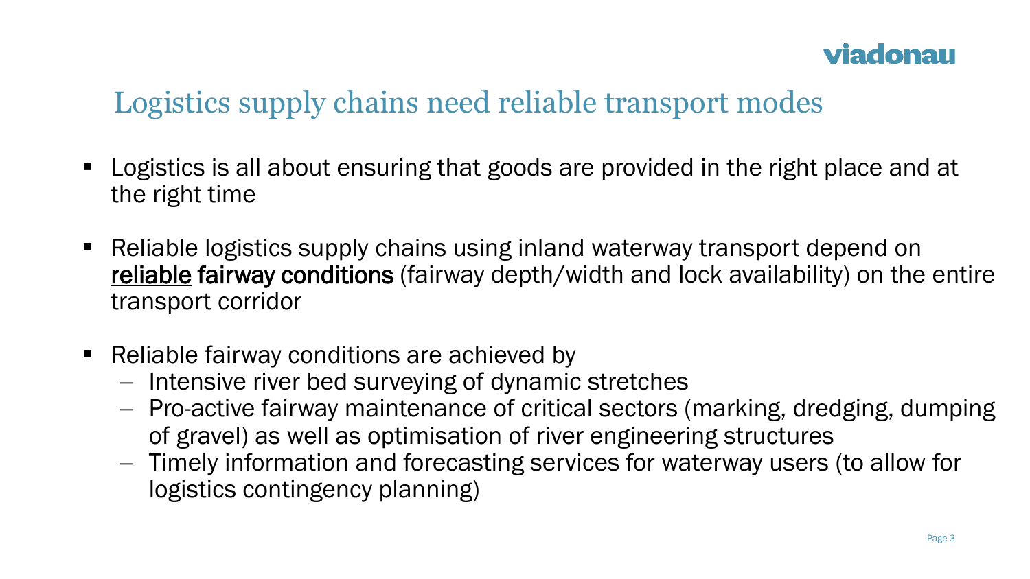# Logistics supply chains need reliable transport modes

- Logistics is all about ensuring that goods are provided in the right place and at the right time
- Reliable logistics supply chains using inland waterway transport depend on **reliable fairway conditions** (fairway depth/width and lock availability) on the entire transport corridor
- Reliable fairway conditions are achieved by
  - Intensive river bed surveying of dynamic stretches
  - Pro-active fairway maintenance of critical sectors (marking, dredging, dumping of gravel) as well as optimisation of river engineering structures
  - Timely information and forecasting services for waterway users (to allow for logistics contingency planning)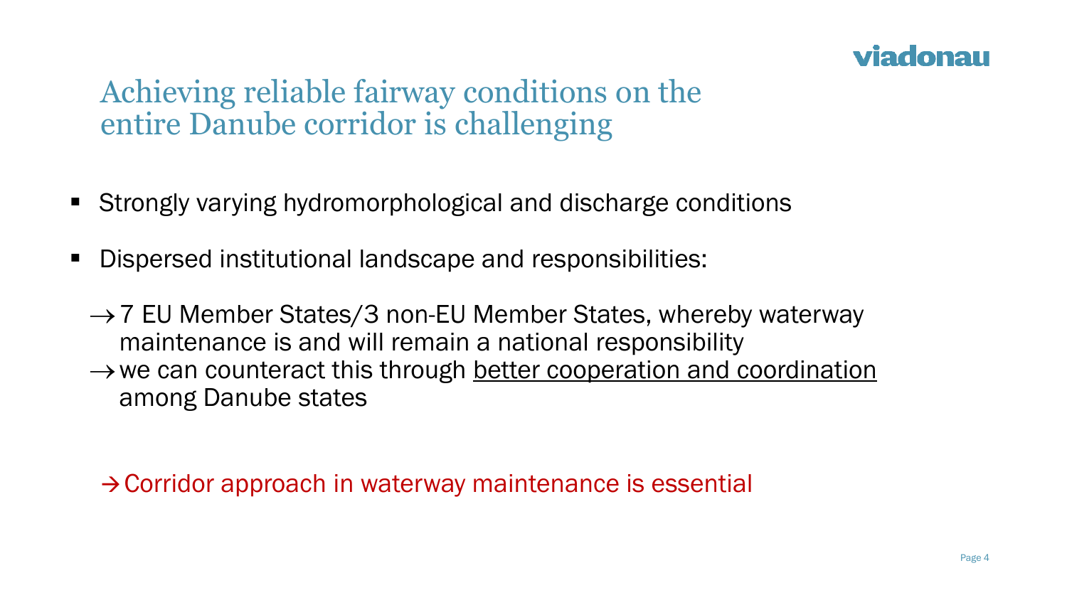# Achieving reliable fairway conditions on the entire Danube corridor is challenging

- Strongly varying hydromorphological and discharge conditions
- Dispersed institutional landscape and responsibilities:

  → 7 EU Member States/3 non-EU Member States, whereby waterway maintenance is and will remain a national responsibility
  → we can counteract this through <u>better cooperation and coordination</u> among Danube states

→ Corridor approach in waterway maintenance is essential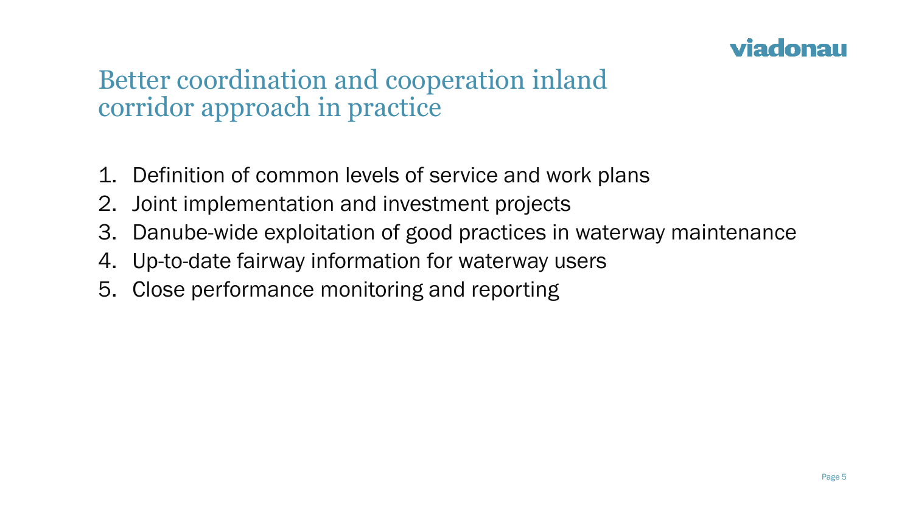# Better coordination and cooperation inland corridor approach in practice

1. Definition of common levels of service and work plans
2. Joint implementation and investment projects
3. Danube-wide exploitation of good practices in waterway maintenance
4. Up-to-date fairway information for waterway users
5. Close performance monitoring and reporting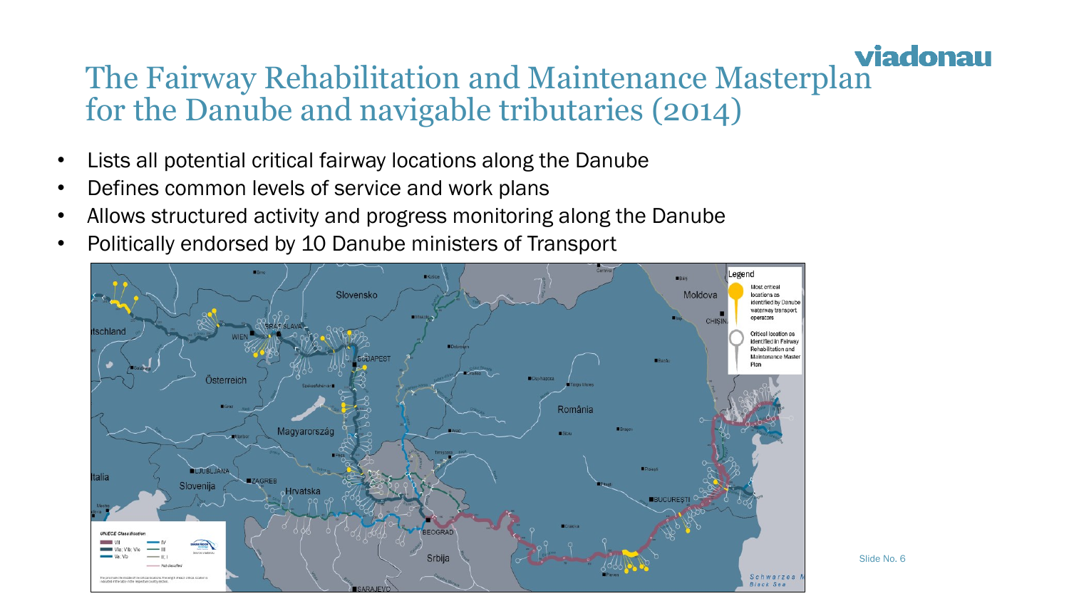# The Fairway Rehabilitation and Maintenance Masterplan for the Danube and navigable tributaries (2014)

- Lists all potential critical fairway locations along the Danube
- Defines common levels of service and work plans
- Allows structured activity and progress monitoring along the Danube
- Politically endorsed by 10 Danube ministers of Transport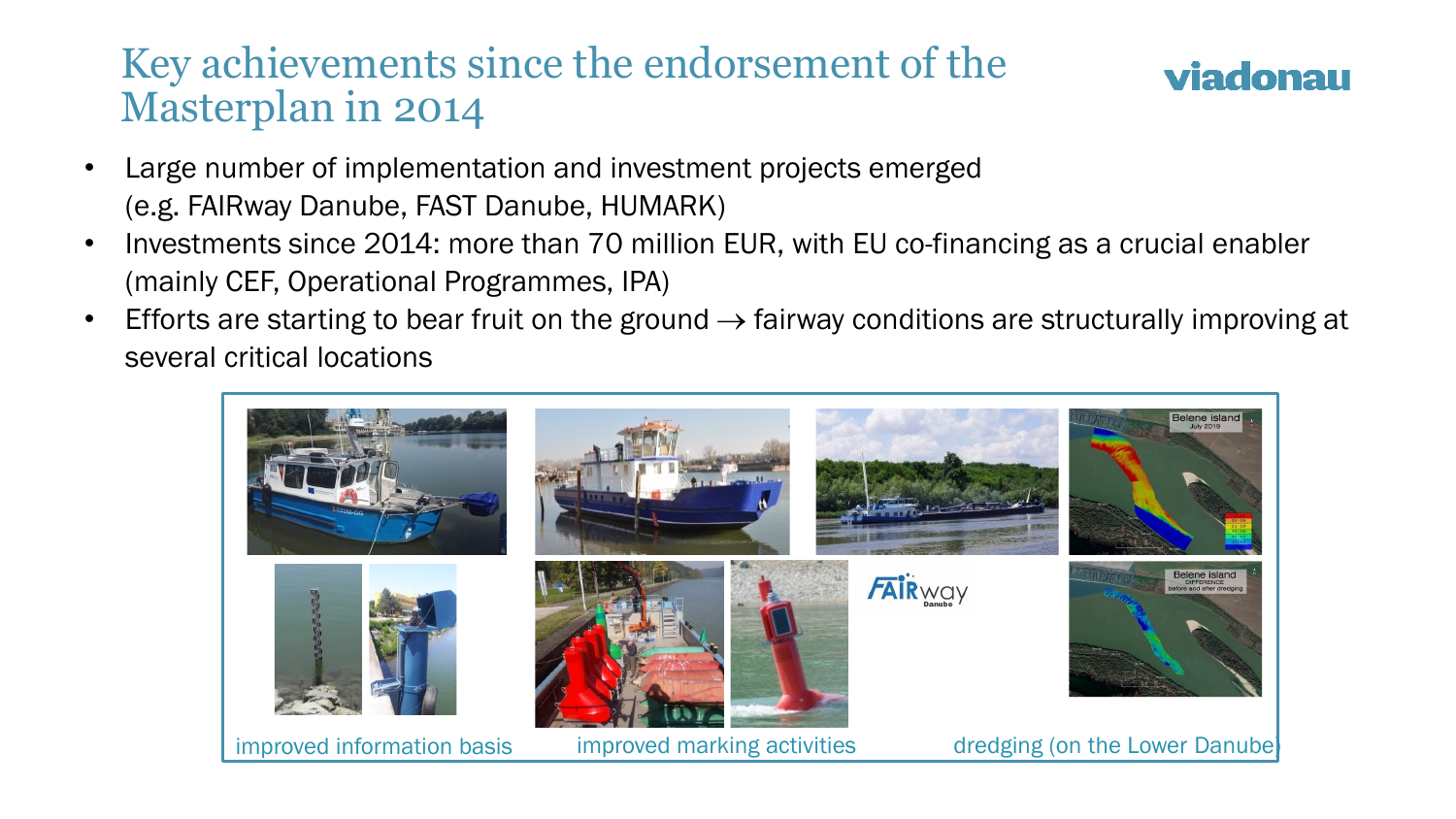# Key achievements since the endorsement of the Masterplan in 2014

- Large number of implementation and investment projects emerged (e.g. FAIRway Danube, FAST Danube, HUMARK)
- Investments since 2014: more than 70 million EUR, with EU co-financing as a crucial enabler (mainly CEF, Operational Programmes, IPA)
- Efforts are starting to bear fruit on the ground → fairway conditions are structurally improving at several critical locations

improved information basis

improved marking activities

dredging (on the Lower Danube)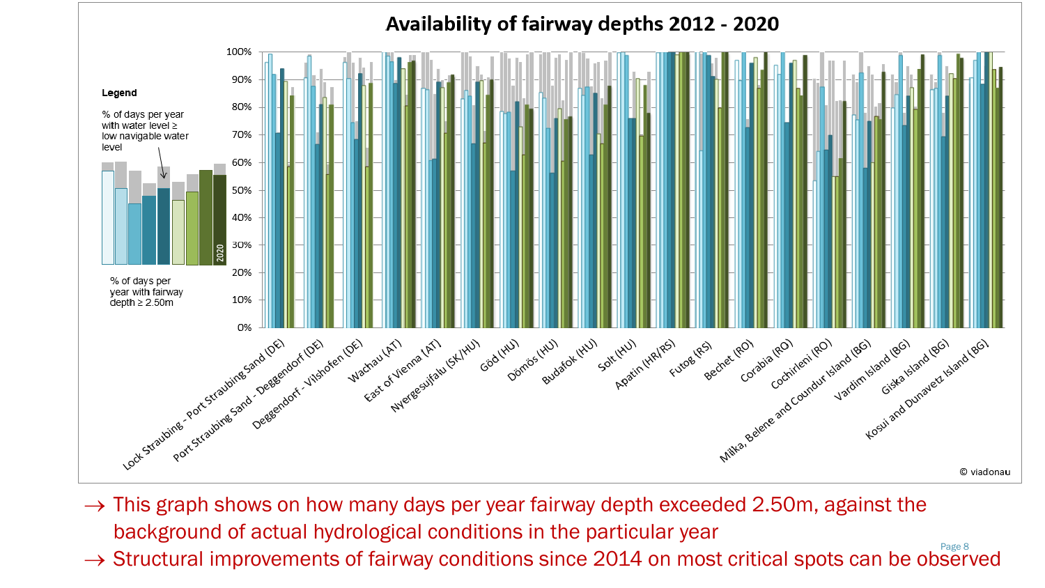# Availability of fairway depths 2012 - 2020

Legend

% of days per year with water level ≥ low navigable water level

% of days per year with fairway depth ≥ 2.50m

2020

100%
90%
80%
70%
60%
50%
40%
30%
20%
10%
0%

Lock Straubing - Port Straubing Sand (DE)
Port Straubing Sand - Deggendorf (DE)
Deggendorf - Vilshofen (DE)
Wachau (AT)
East of Vienna (AT)
Nyergesujfalu (SK/HU)
Göd (HU)
Dömös (HU)
Budafok (HU)
Solt (HU)
Apatin (HR/RS)
Futog (RS)
Bechet (RO)
Corabia (RO)
Cochirleni (RO)
Milka, Belene and Coundur Island (BG)
Vardim Island (BG)
Giska Island (BG)
Kosui and Dunavetz Island (BG)

© viadonau

→ This graph shows on how many days per year fairway depth exceeded 2.50m, against the background of actual hydrological conditions in the particular year

→ Structural improvements of fairway conditions since 2014 on most critical spots can be observed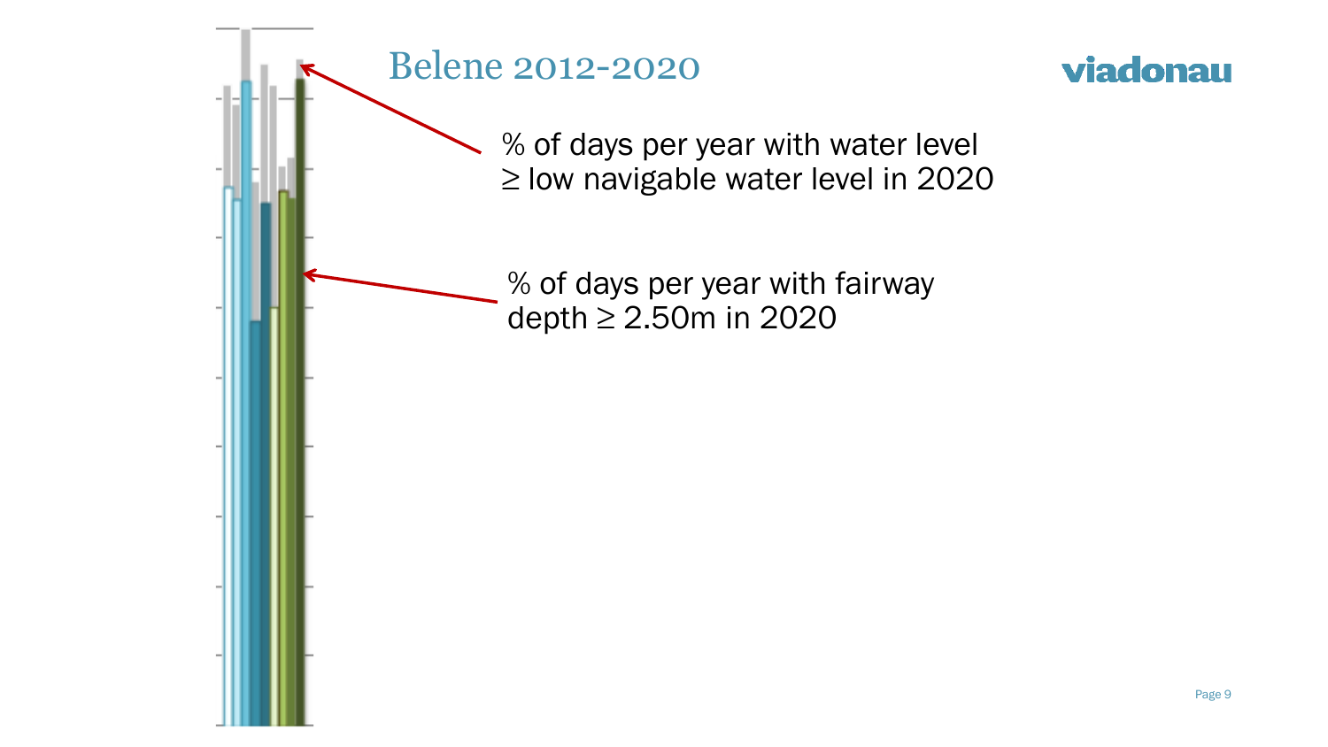# Belene 2012-2020

% of days per year with water level ≥ low navigable water level in 2020

% of days per year with fairway depth ≥ 2.50m in 2020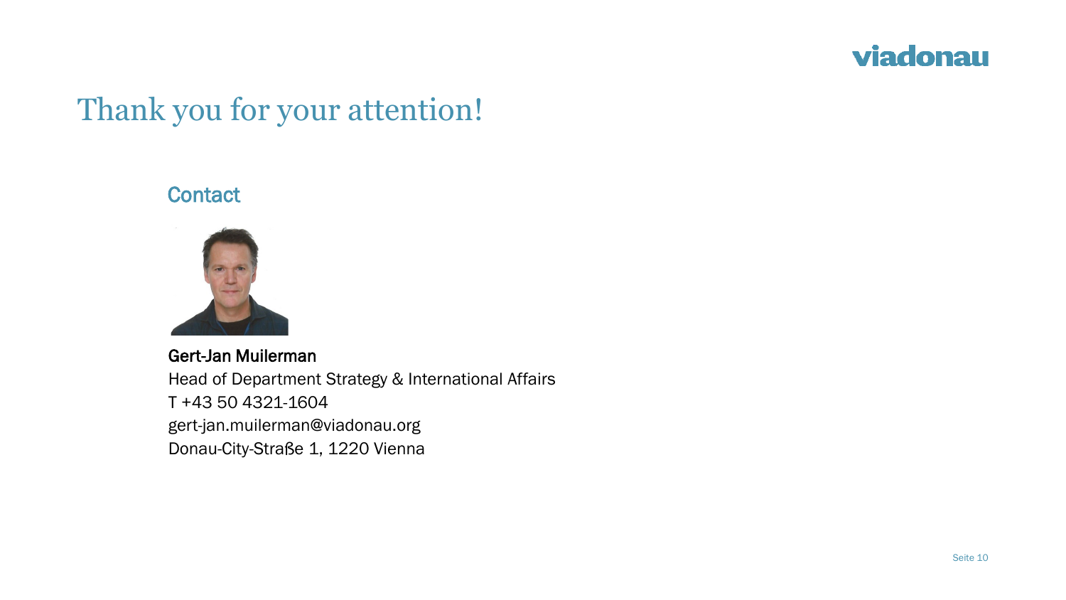# Thank you for your attention!

## Contact

**Gert-Jan Muilerman**
Head of Department Strategy & International Affairs
T +43 50 4321-1604
gert-jan.muilerman@viadonau.org
Donau-City-Straße 1, 1220 Vienna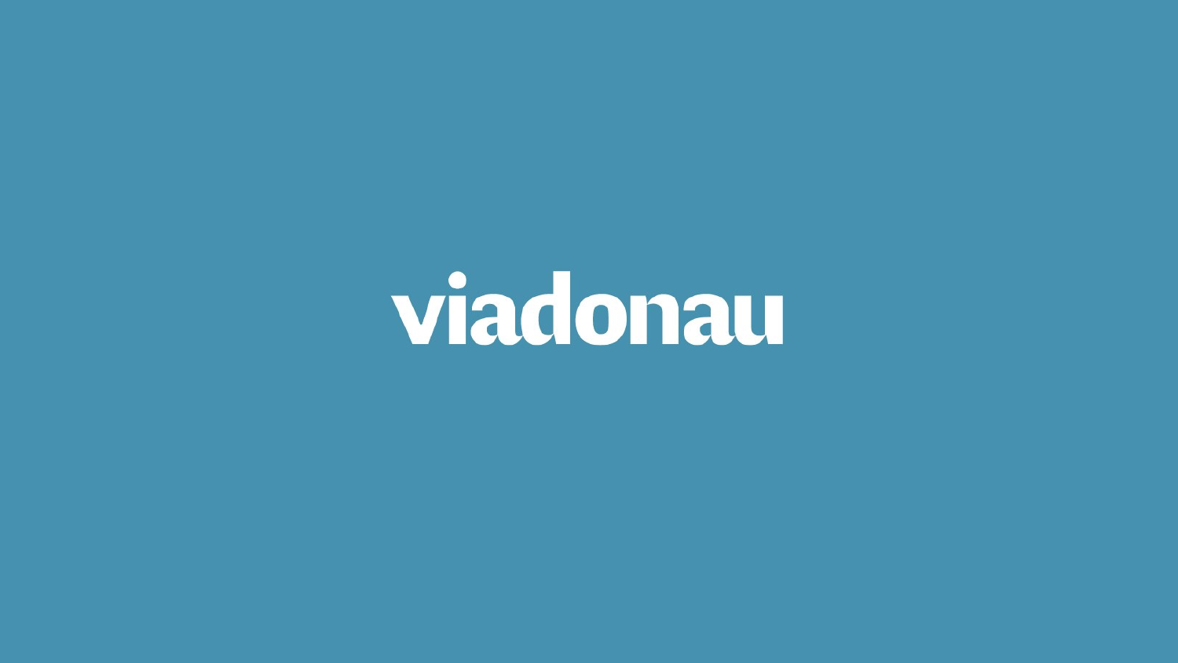viadonau